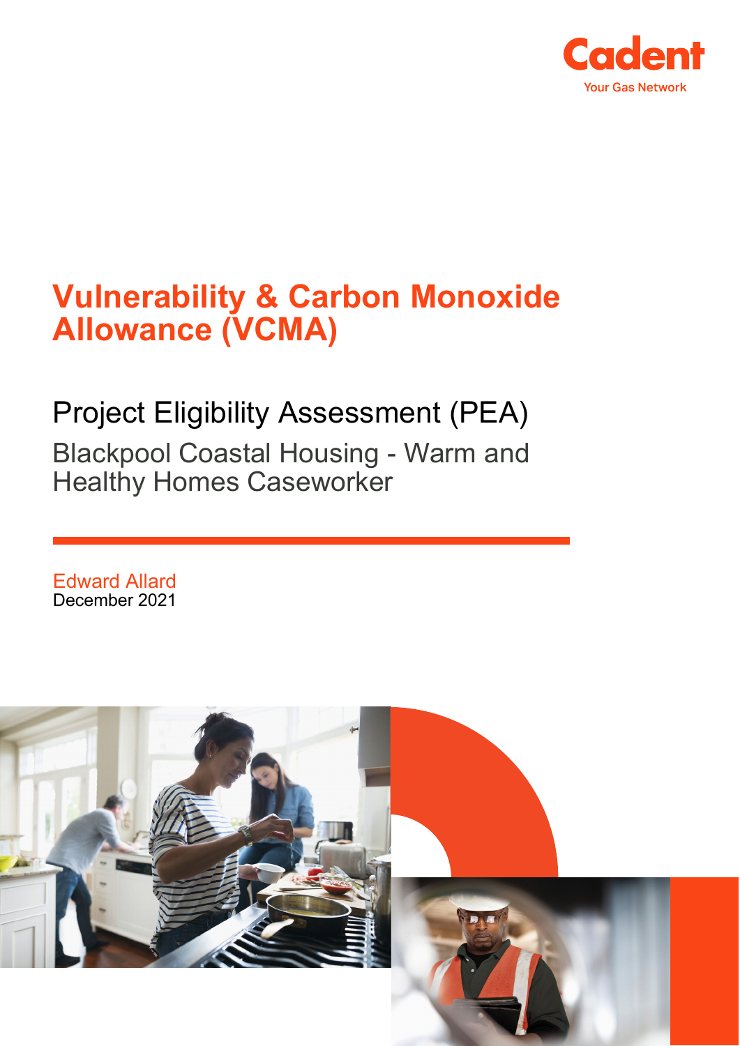Cadent
Your Gas Network

# Vulnerability & Carbon Monoxide Allowance (VCMA)

## Project Eligibility Assessment (PEA)

### Blackpool Coastal Housing - Warm and Healthy Homes Caseworker

Edward Allard
December 2021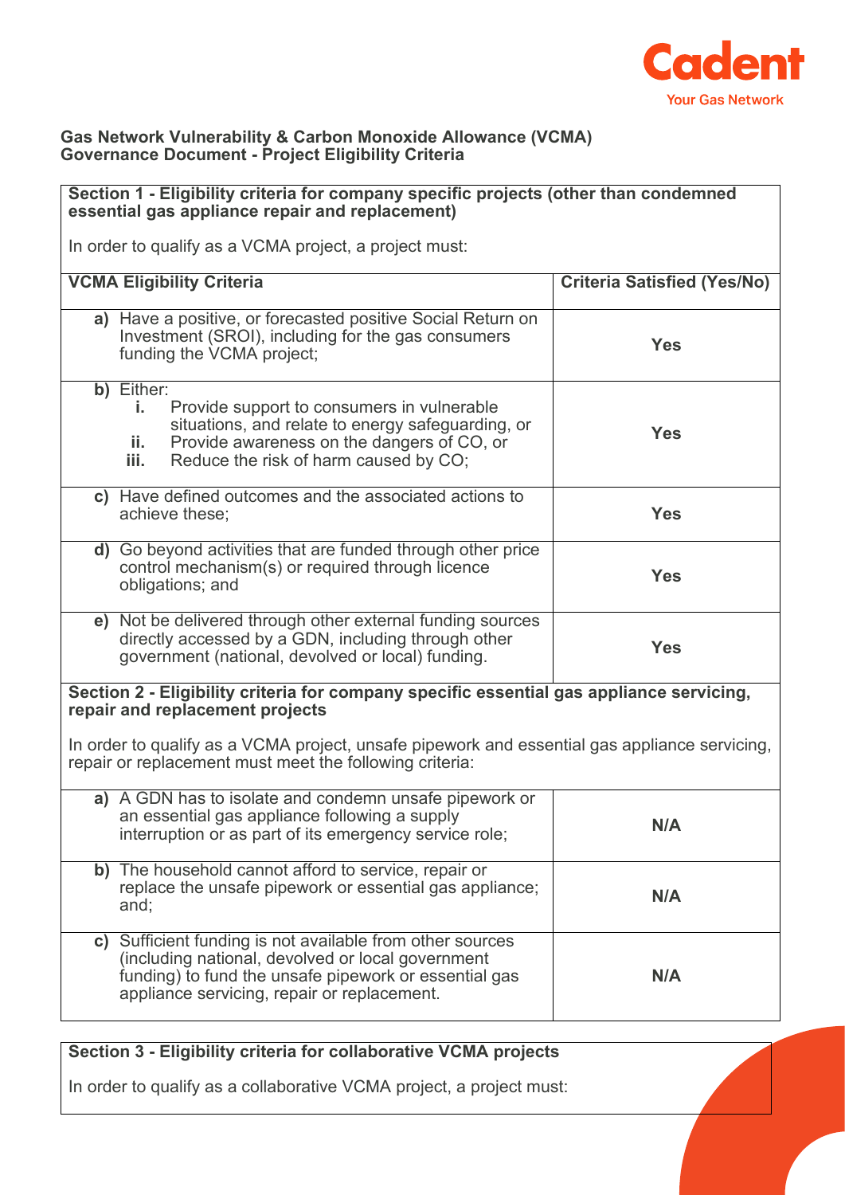**Gas Network Vulnerability & Carbon Monoxide Allowance (VCMA) Governance Document - Project Eligibility Criteria**

**Section 1 - Eligibility criteria for company specific projects (other than condemned essential gas appliance repair and replacement)**

In order to qualify as a VCMA project, a project must:

| VCMA Eligibility Criteria | Criteria Satisfied (Yes/No) |
|---|---|
| **a)** Have a positive, or forecasted positive Social Return on Investment (SROI), including for the gas consumers funding the VCMA project; | **Yes** |
| **b)** Either:<br>**i.** Provide support to consumers in vulnerable situations, and relate to energy safeguarding, or<br>**ii.** Provide awareness on the dangers of CO, or<br>**iii.** Reduce the risk of harm caused by CO; | **Yes** |
| **c)** Have defined outcomes and the associated actions to achieve these; | **Yes** |
| **d)** Go beyond activities that are funded through other price control mechanism(s) or required through licence obligations; and | **Yes** |
| **e)** Not be delivered through other external funding sources directly accessed by a GDN, including through other government (national, devolved or local) funding. | **Yes** |

**Section 2 - Eligibility criteria for company specific essential gas appliance servicing, repair and replacement projects**

In order to qualify as a VCMA project, unsafe pipework and essential gas appliance servicing, repair or replacement must meet the following criteria:

| VCMA Eligibility Criteria | Criteria Satisfied (Yes/No) |
|---|---|
| **a)** A GDN has to isolate and condemn unsafe pipework or an essential gas appliance following a supply interruption or as part of its emergency service role; | **N/A** |
| **b)** The household cannot afford to service, repair or replace the unsafe pipework or essential gas appliance; and; | **N/A** |
| **c)** Sufficient funding is not available from other sources (including national, devolved or local government funding) to fund the unsafe pipework or essential gas appliance servicing, repair or replacement. | **N/A** |

**Section 3 - Eligibility criteria for collaborative VCMA projects**

In order to qualify as a collaborative VCMA project, a project must: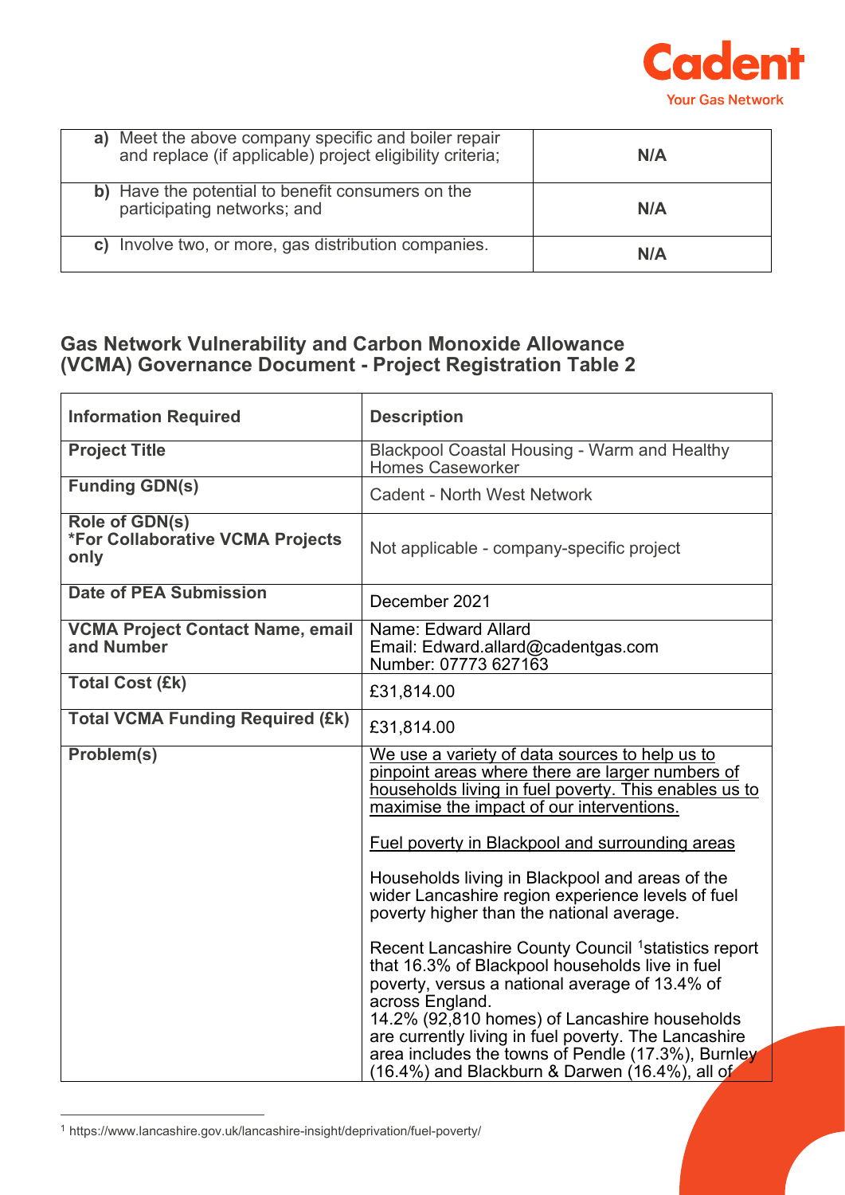| | |
|---|---|
| **a)** Meet the above company specific and boiler repair and replace (if applicable) project eligibility criteria; | **N/A** |
| **b)** Have the potential to benefit consumers on the participating networks; and | **N/A** |
| **c)** Involve two, or more, gas distribution companies. | **N/A** |

## Gas Network Vulnerability and Carbon Monoxide Allowance (VCMA) Governance Document - Project Registration Table 2

| **Information Required** | **Description** |
|---|---|
| **Project Title** | Blackpool Coastal Housing - Warm and Healthy Homes Caseworker |
| **Funding GDN(s)** | Cadent - North West Network |
| **Role of GDN(s)** *For Collaborative VCMA Projects only** | Not applicable - company-specific project |
| **Date of PEA Submission** | December 2021 |
| **VCMA Project Contact Name, email and Number** | Name: Edward Allard<br>Email: Edward.allard@cadentgas.com<br>Number: 07773 627163 |
| **Total Cost (£k)** | £31,814.00 |
| **Total VCMA Funding Required (£k)** | £31,814.00 |
| **Problem(s)** | We use a variety of data sources to help us to pinpoint areas where there are larger numbers of households living in fuel poverty. This enables us to maximise the impact of our interventions.<br><br>Fuel poverty in Blackpool and surrounding areas<br><br>Households living in Blackpool and areas of the wider Lancashire region experience levels of fuel poverty higher than the national average.<br><br>Recent Lancashire County Council [1]statistics report that 16.3% of Blackpool households live in fuel poverty, versus a national average of 13.4% of across England.<br>14.2% (92,810 homes) of Lancashire households are currently living in fuel poverty. The Lancashire area includes the towns of Pendle (17.3%), Burnley (16.4%) and Blackburn & Darwen (16.4%), all of |

[1] https://www.lancashire.gov.uk/lancashire-insight/deprivation/fuel-poverty/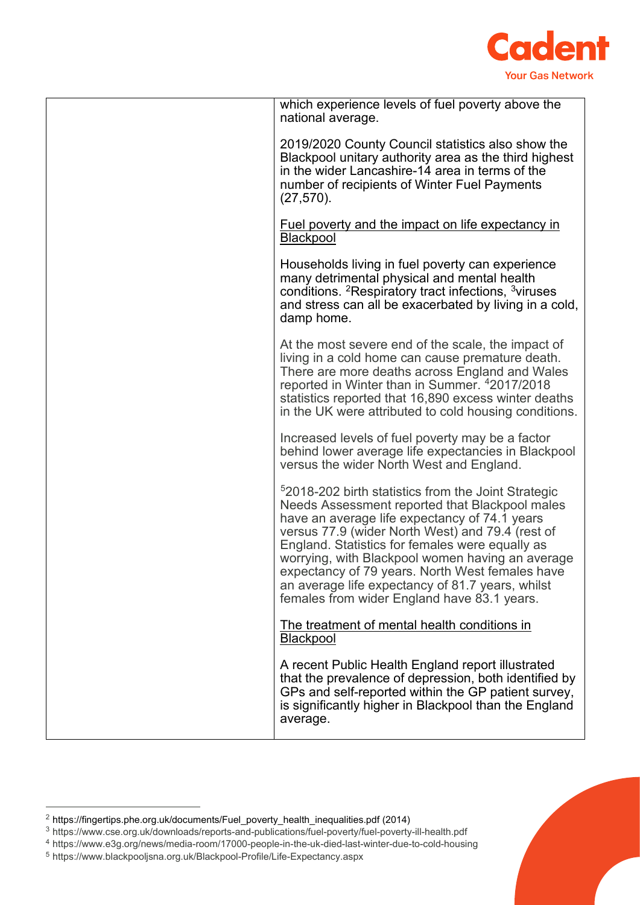| | which experience levels of fuel poverty above the national average.<br><br>2019/2020 County Council statistics also show the Blackpool unitary authority area as the third highest in the wider Lancashire-14 area in terms of the number of recipients of Winter Fuel Payments (27,570).<br><br><u>Fuel poverty and the impact on life expectancy in Blackpool</u><br><br>Households living in fuel poverty can experience many detrimental physical and mental health conditions. [2]Respiratory tract infections, [3]viruses and stress can all be exacerbated by living in a cold, damp home.<br><br>At the most severe end of the scale, the impact of living in a cold home can cause premature death. There are more deaths across England and Wales reported in Winter than in Summer. [4]2017/2018 statistics reported that 16,890 excess winter deaths in the UK were attributed to cold housing conditions.<br><br>Increased levels of fuel poverty may be a factor behind lower average life expectancies in Blackpool versus the wider North West and England.<br><br>[5]2018-202 birth statistics from the Joint Strategic Needs Assessment reported that Blackpool males have an average life expectancy of 74.1 years versus 77.9 (wider North West) and 79.4 (rest of England. Statistics for females were equally as worrying, with Blackpool women having an average expectancy of 79 years. North West females have an average life expectancy of 81.7 years, whilst females from wider England have 83.1 years.<br><br><u>The treatment of mental health conditions in Blackpool</u><br><br>A recent Public Health England report illustrated that the prevalence of depression, both identified by GPs and self-reported within the GP patient survey, is significantly higher in Blackpool than the England average. |
|---|---|

[2] https://fingertips.phe.org.uk/documents/Fuel_poverty_health_inequalities.pdf (2014)
[3] https://www.cse.org.uk/downloads/reports-and-publications/fuel-poverty/fuel-poverty-ill-health.pdf
[4] https://www.e3g.org/news/media-room/17000-people-in-the-uk-died-last-winter-due-to-cold-housing
[5] https://www.blackpooljsna.org.uk/Blackpool-Profile/Life-Expectancy.aspx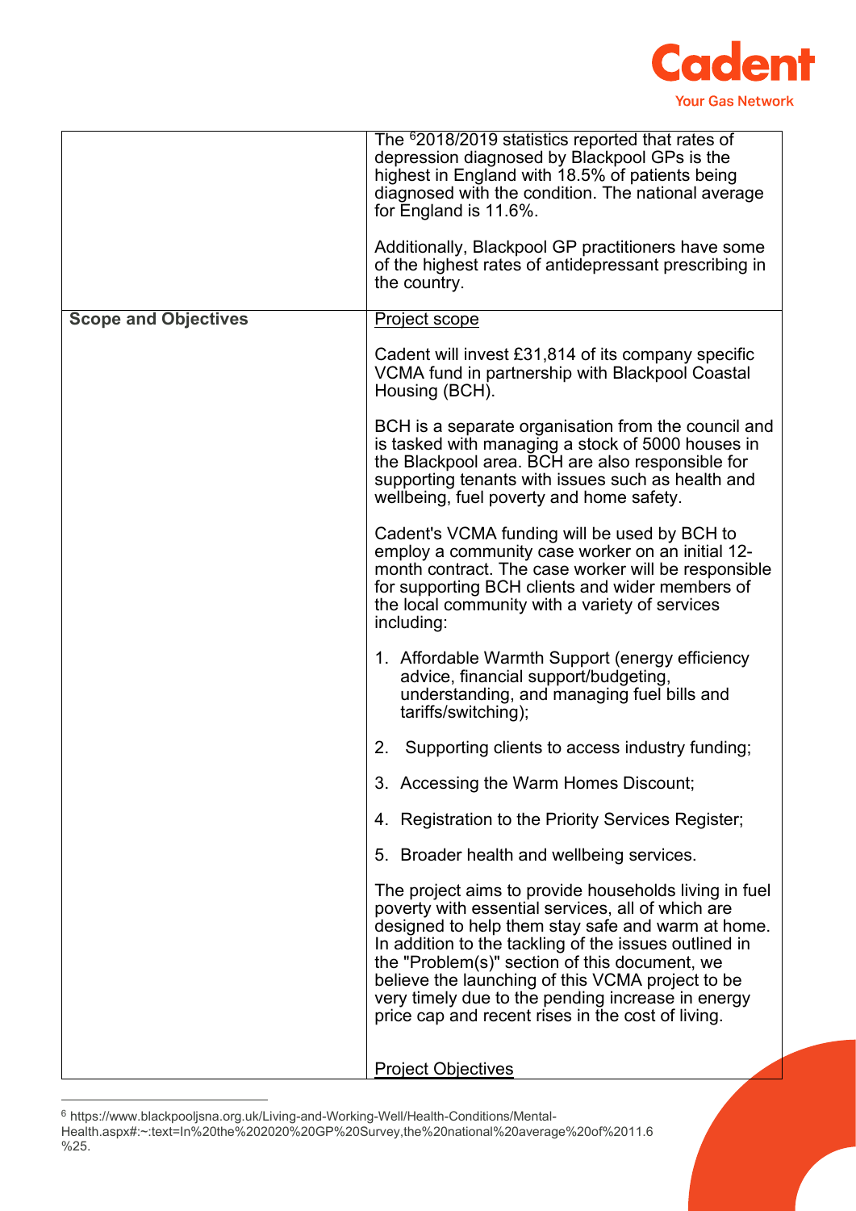| | |
|---|---|
| | The [6]2018/2019 statistics reported that rates of depression diagnosed by Blackpool GPs is the highest in England with 18.5% of patients being diagnosed with the condition. The national average for England is 11.6%.<br><br>Additionally, Blackpool GP practitioners have some of the highest rates of antidepressant prescribing in the country. |
| **Scope and Objectives** | <u>Project scope</u><br><br>Cadent will invest £31,814 of its company specific VCMA fund in partnership with Blackpool Coastal Housing (BCH).<br><br>BCH is a separate organisation from the council and is tasked with managing a stock of 5000 houses in the Blackpool area. BCH are also responsible for supporting tenants with issues such as health and wellbeing, fuel poverty and home safety.<br><br>Cadent's VCMA funding will be used by BCH to employ a community case worker on an initial 12-month contract. The case worker will be responsible for supporting BCH clients and wider members of the local community with a variety of services including:<br><br>1. Affordable Warmth Support (energy efficiency advice, financial support/budgeting, understanding, and managing fuel bills and tariffs/switching);<br>2. Supporting clients to access industry funding;<br>3. Accessing the Warm Homes Discount;<br>4. Registration to the Priority Services Register;<br>5. Broader health and wellbeing services.<br><br>The project aims to provide households living in fuel poverty with essential services, all of which are designed to help them stay safe and warm at home. In addition to the tackling of the issues outlined in the "Problem(s)" section of this document, we believe the launching of this VCMA project to be very timely due to the pending increase in energy price cap and recent rises in the cost of living.<br><br><u>Project Objectives</u> |

[6] https://www.blackpooljsna.org.uk/Living-and-Working-Well/Health-Conditions/Mental-Health.aspx#:~:text=In%20the%202020%20GP%20Survey,the%20national%20average%20of%2011.6%25.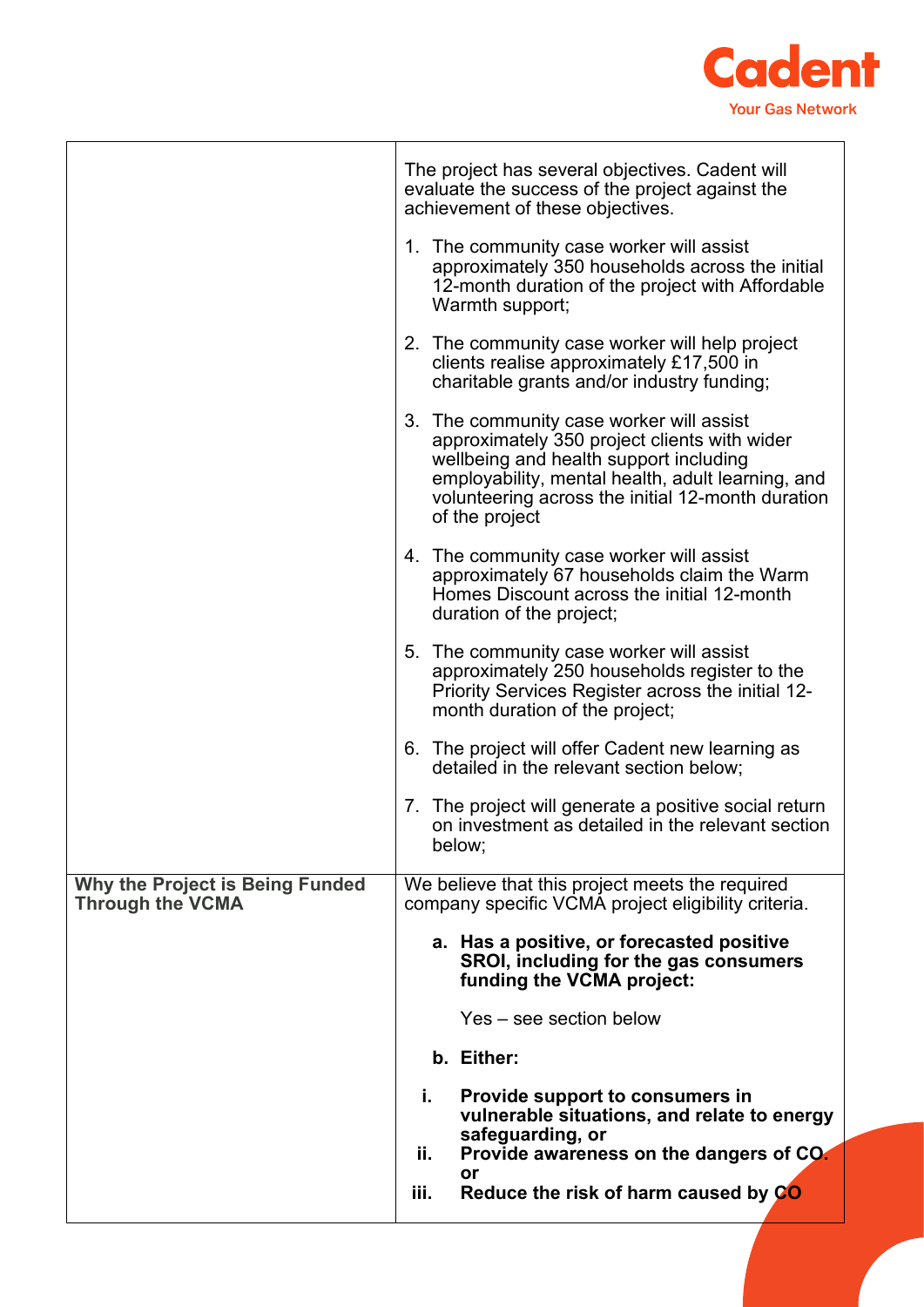| | |
|---|---|
| | The project has several objectives. Cadent will evaluate the success of the project against the achievement of these objectives.<br><br>1. The community case worker will assist approximately 350 households across the initial 12-month duration of the project with Affordable Warmth support;<br><br>2. The community case worker will help project clients realise approximately £17,500 in charitable grants and/or industry funding;<br><br>3. The community case worker will assist approximately 350 project clients with wider wellbeing and health support including employability, mental health, adult learning, and volunteering across the initial 12-month duration of the project<br><br>4. The community case worker will assist approximately 67 households claim the Warm Homes Discount across the initial 12-month duration of the project;<br><br>5. The community case worker will assist approximately 250 households register to the Priority Services Register across the initial 12-month duration of the project;<br><br>6. The project will offer Cadent new learning as detailed in the relevant section below;<br><br>7. The project will generate a positive social return on investment as detailed in the relevant section below; |
| **Why the Project is Being Funded Through the VCMA** | We believe that this project meets the required company specific VCMA project eligibility criteria.<br><br>**a. Has a positive, or forecasted positive SROI, including for the gas consumers funding the VCMA project:**<br><br>Yes – see section below<br><br>**b. Either:**<br><br>**i. Provide support to consumers in vulnerable situations, and relate to energy safeguarding, or**<br>**ii. Provide awareness on the dangers of CO, or**<br>**iii. Reduce the risk of harm caused by CO** |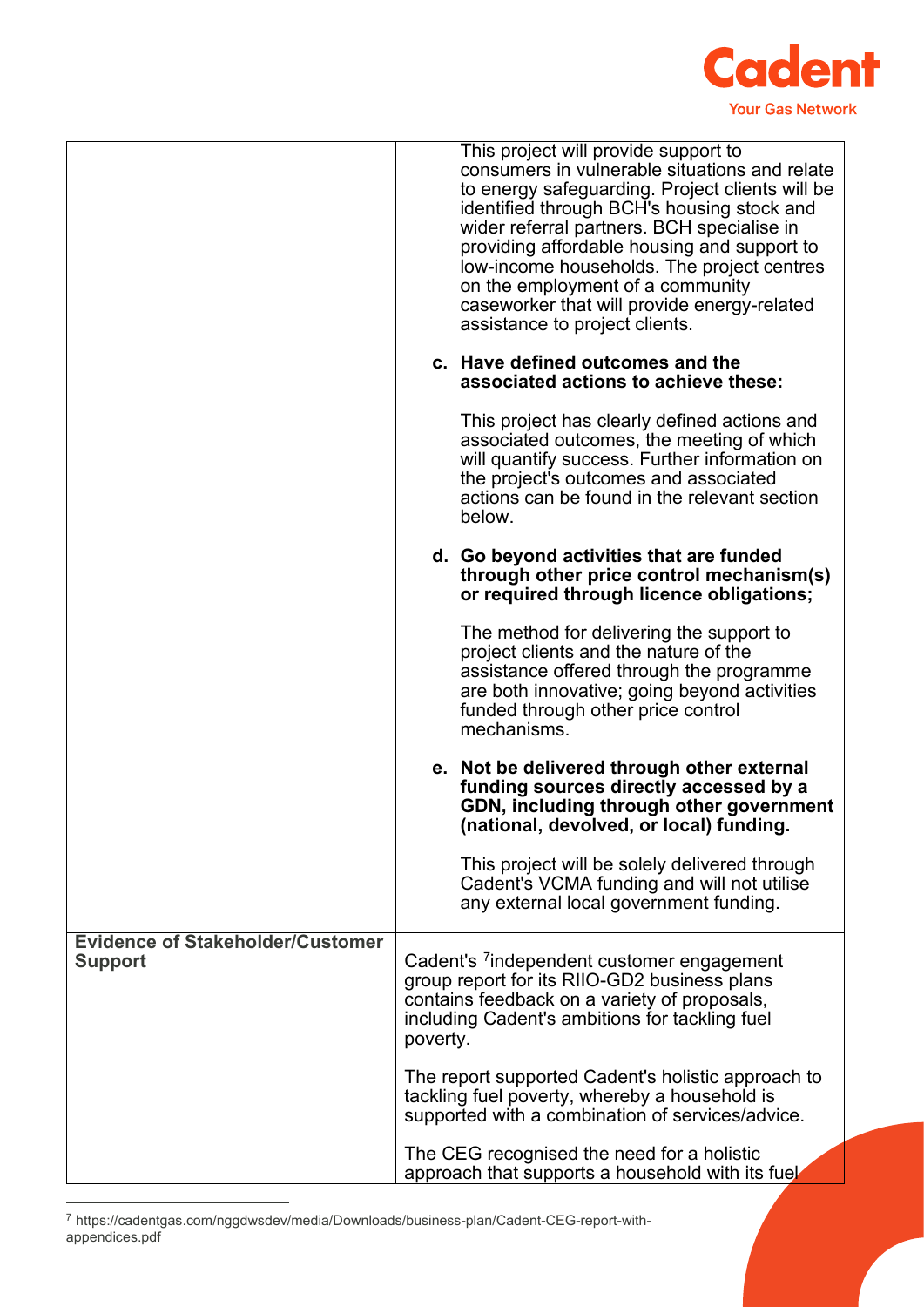| | |
|---|---|
| | This project will provide support to consumers in vulnerable situations and relate to energy safeguarding. Project clients will be identified through BCH's housing stock and wider referral partners. BCH specialise in providing affordable housing and support to low-income households. The project centres on the employment of a community caseworker that will provide energy-related assistance to project clients.<br><br>**c. Have defined outcomes and the associated actions to achieve these:**<br><br>This project has clearly defined actions and associated outcomes, the meeting of which will quantify success. Further information on the project's outcomes and associated actions can be found in the relevant section below.<br><br>**d. Go beyond activities that are funded through other price control mechanism(s) or required through licence obligations;**<br><br>The method for delivering the support to project clients and the nature of the assistance offered through the programme are both innovative; going beyond activities funded through other price control mechanisms.<br><br>**e. Not be delivered through other external funding sources directly accessed by a GDN, including through other government (national, devolved, or local) funding.**<br><br>This project will be solely delivered through Cadent's VCMA funding and will not utilise any external local government funding. |
| **Evidence of Stakeholder/Customer Support** | Cadent's [7]independent customer engagement group report for its RIIO-GD2 business plans contains feedback on a variety of proposals, including Cadent's ambitions for tackling fuel poverty.<br><br>The report supported Cadent's holistic approach to tackling fuel poverty, whereby a household is supported with a combination of services/advice.<br><br>The CEG recognised the need for a holistic approach that supports a household with its fuel |

[7] https://cadentgas.com/nggdwsdev/media/Downloads/business-plan/Cadent-CEG-report-with-appendices.pdf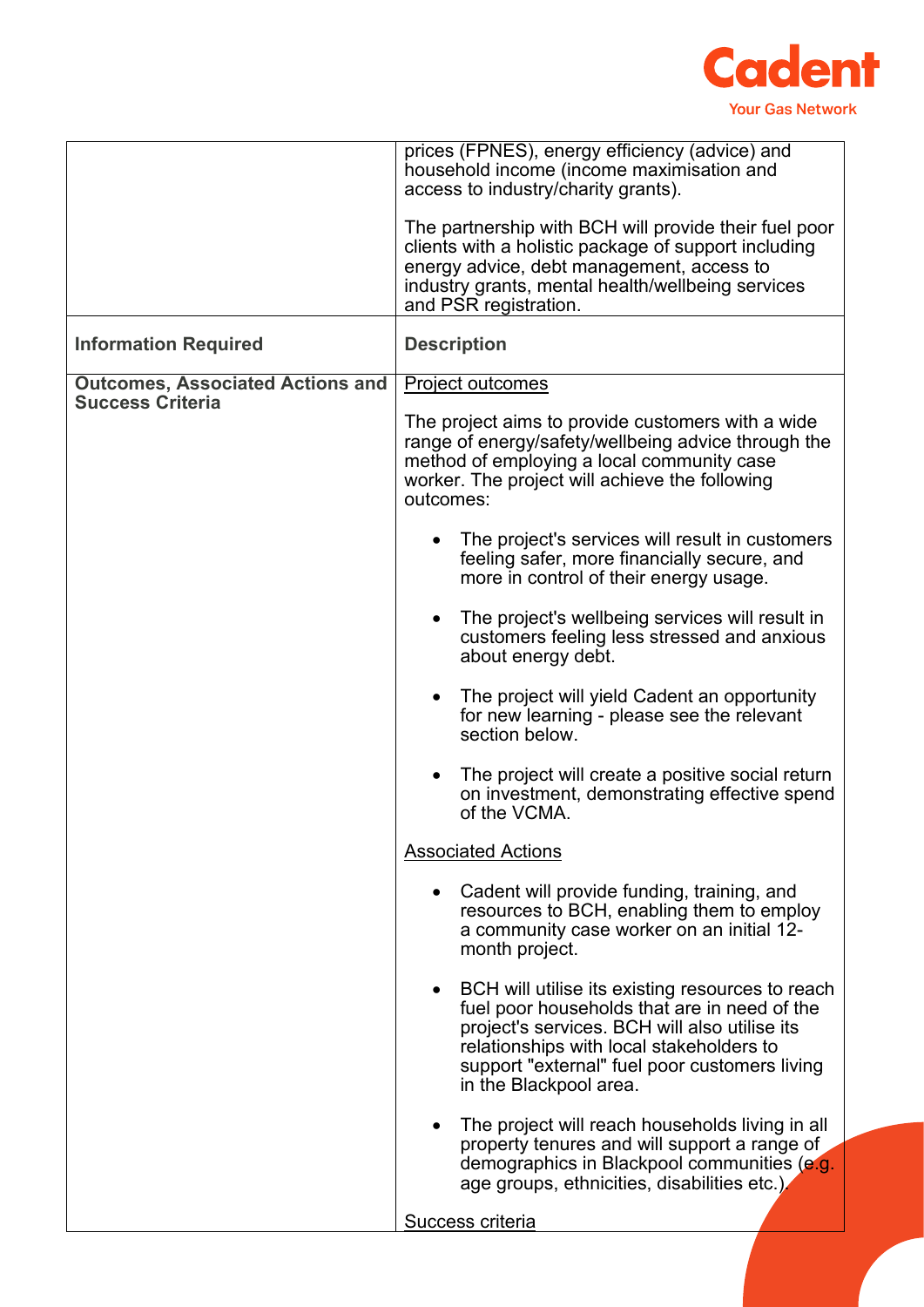| | |
|---|---|
| | prices (FPNES), energy efficiency (advice) and household income (income maximisation and access to industry/charity grants).<br><br>The partnership with BCH will provide their fuel poor clients with a holistic package of support including energy advice, debt management, access to industry grants, mental health/wellbeing services and PSR registration. |
| **Information Required** | **Description** |
| **Outcomes, Associated Actions and Success Criteria** | Project outcomes<br><br>The project aims to provide customers with a wide range of energy/safety/wellbeing advice through the method of employing a local community case worker. The project will achieve the following outcomes:<br><br>• The project's services will result in customers feeling safer, more financially secure, and more in control of their energy usage.<br><br>• The project's wellbeing services will result in customers feeling less stressed and anxious about energy debt.<br><br>• The project will yield Cadent an opportunity for new learning - please see the relevant section below.<br><br>• The project will create a positive social return on investment, demonstrating effective spend of the VCMA.<br><br>Associated Actions<br><br>• Cadent will provide funding, training, and resources to BCH, enabling them to employ a community case worker on an initial 12-month project.<br><br>• BCH will utilise its existing resources to reach fuel poor households that are in need of the project's services. BCH will also utilise its relationships with local stakeholders to support "external" fuel poor customers living in the Blackpool area.<br><br>• The project will reach households living in all property tenures and will support a range of demographics in Blackpool communities (e.g. age groups, ethnicities, disabilities etc.).<br><br>Success criteria |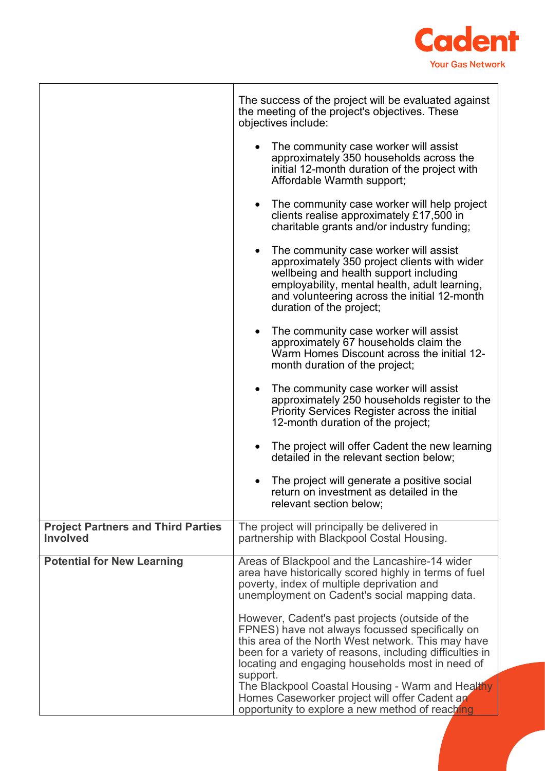| | |
|---|---|
| | The success of the project will be evaluated against the meeting of the project's objectives. These objectives include:<br><br>• The community case worker will assist approximately 350 households across the initial 12-month duration of the project with Affordable Warmth support;<br><br>• The community case worker will help project clients realise approximately £17,500 in charitable grants and/or industry funding;<br><br>• The community case worker will assist approximately 350 project clients with wider wellbeing and health support including employability, mental health, adult learning, and volunteering across the initial 12-month duration of the project;<br><br>• The community case worker will assist approximately 67 households claim the Warm Homes Discount across the initial 12-month duration of the project;<br><br>• The community case worker will assist approximately 250 households register to the Priority Services Register across the initial 12-month duration of the project;<br><br>• The project will offer Cadent the new learning detailed in the relevant section below;<br><br>• The project will generate a positive social return on investment as detailed in the relevant section below; |
| **Project Partners and Third Parties Involved** | The project will principally be delivered in partnership with Blackpool Costal Housing. |
| **Potential for New Learning** | Areas of Blackpool and the Lancashire-14 wider area have historically scored highly in terms of fuel poverty, index of multiple deprivation and unemployment on Cadent's social mapping data.<br><br>However, Cadent's past projects (outside of the FPNES) have not always focussed specifically on this area of the North West network. This may have been for a variety of reasons, including difficulties in locating and engaging households most in need of support.<br>The Blackpool Coastal Housing - Warm and Healthy Homes Caseworker project will offer Cadent an opportunity to explore a new method of reaching |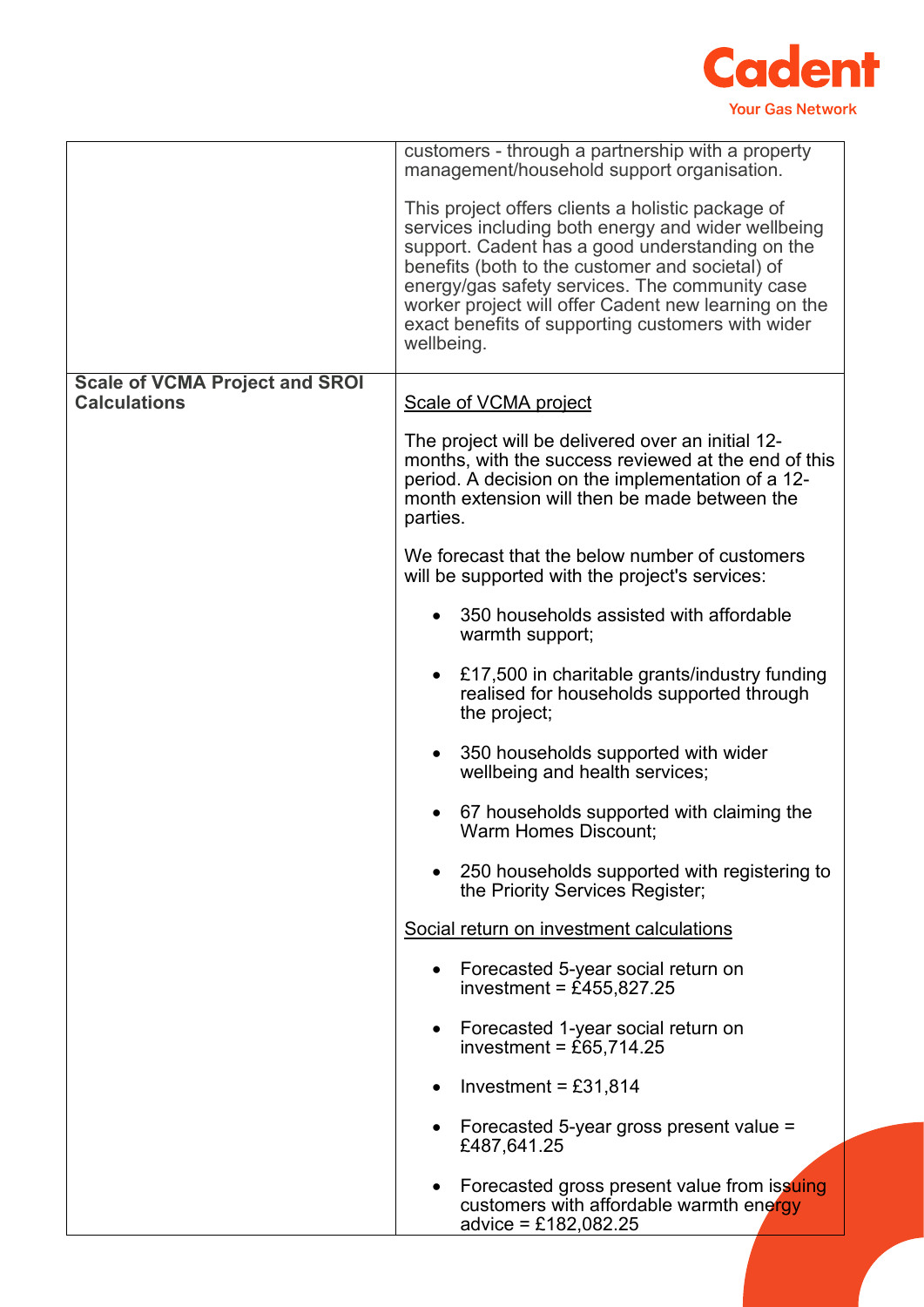| | |
|---|---|
| | customers - through a partnership with a property management/household support organisation.<br><br>This project offers clients a holistic package of services including both energy and wider wellbeing support. Cadent has a good understanding on the benefits (both to the customer and societal) of energy/gas safety services. The community case worker project will offer Cadent new learning on the exact benefits of supporting customers with wider wellbeing. |
| **Scale of VCMA Project and SROI Calculations** | <u>Scale of VCMA project</u><br><br>The project will be delivered over an initial 12-months, with the success reviewed at the end of this period. A decision on the implementation of a 12-month extension will then be made between the parties.<br><br>We forecast that the below number of customers will be supported with the project's services:<br><br>• 350 households assisted with affordable warmth support;<br>• £17,500 in charitable grants/industry funding realised for households supported through the project;<br>• 350 households supported with wider wellbeing and health services;<br>• 67 households supported with claiming the Warm Homes Discount;<br>• 250 households supported with registering to the Priority Services Register;<br><br><u>Social return on investment calculations</u><br><br>• Forecasted 5-year social return on investment = £455,827.25<br>• Forecasted 1-year social return on investment = £65,714.25<br>• Investment = £31,814<br>• Forecasted 5-year gross present value = £487,641.25<br>• Forecasted gross present value from issuing customers with affordable warmth energy advice = £182,082.25 |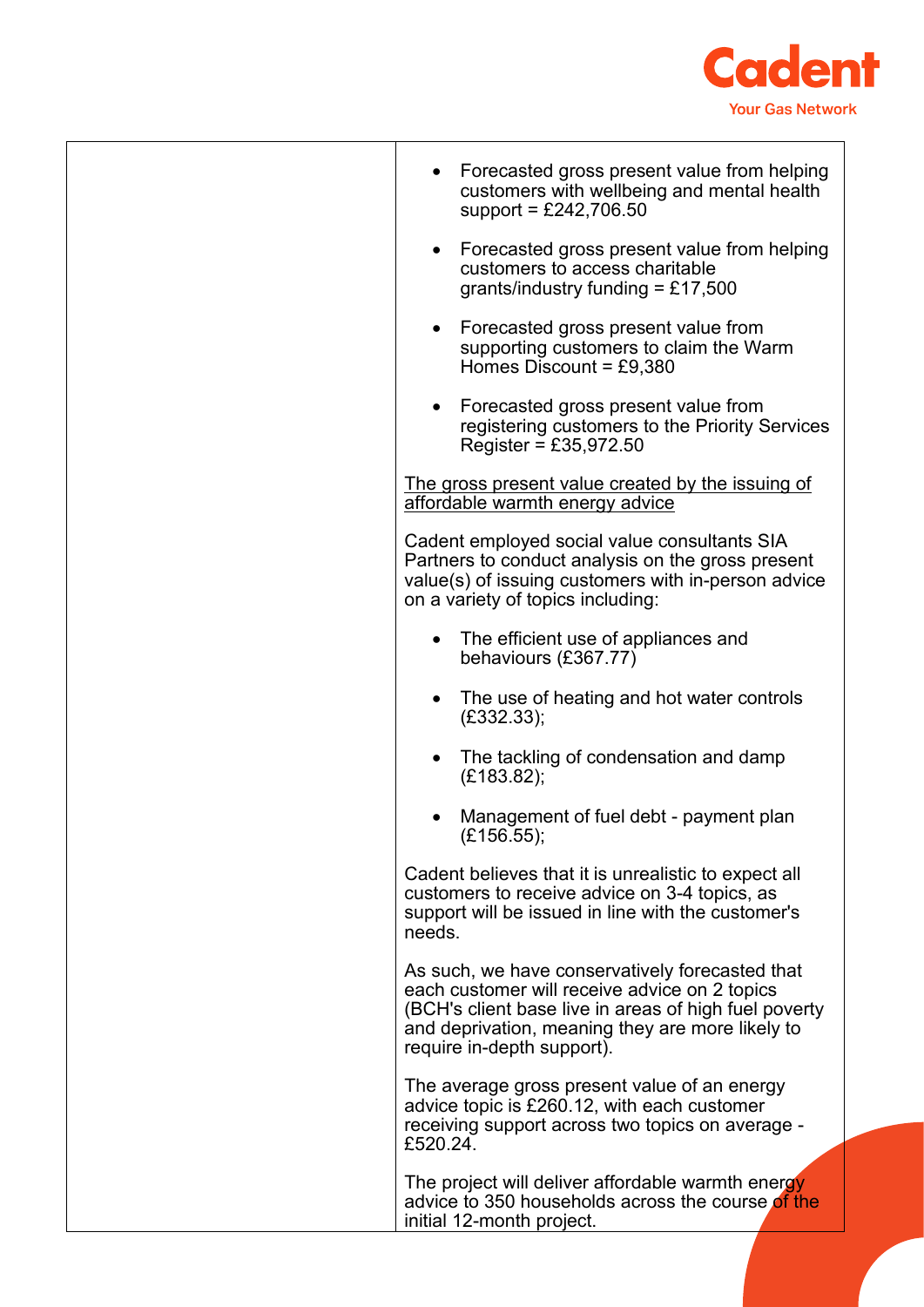| | |
|---|---|
| | • Forecasted gross present value from helping customers with wellbeing and mental health support = £242,706.50<br><br>• Forecasted gross present value from helping customers to access charitable grants/industry funding = £17,500<br><br>• Forecasted gross present value from supporting customers to claim the Warm Homes Discount = £9,380<br><br>• Forecasted gross present value from registering customers to the Priority Services Register = £35,972.50<br><br><u>The gross present value created by the issuing of affordable warmth energy advice</u><br><br>Cadent employed social value consultants SIA Partners to conduct analysis on the gross present value(s) of issuing customers with in-person advice on a variety of topics including:<br><br>• The efficient use of appliances and behaviours (£367.77)<br><br>• The use of heating and hot water controls (£332.33);<br><br>• The tackling of condensation and damp (£183.82);<br><br>• Management of fuel debt - payment plan (£156.55);<br><br>Cadent believes that it is unrealistic to expect all customers to receive advice on 3-4 topics, as support will be issued in line with the customer's needs.<br><br>As such, we have conservatively forecasted that each customer will receive advice on 2 topics (BCH's client base live in areas of high fuel poverty and deprivation, meaning they are more likely to require in-depth support).<br><br>The average gross present value of an energy advice topic is £260.12, with each customer receiving support across two topics on average - £520.24.<br><br>The project will deliver affordable warmth energy advice to 350 households across the course of the initial 12-month project. |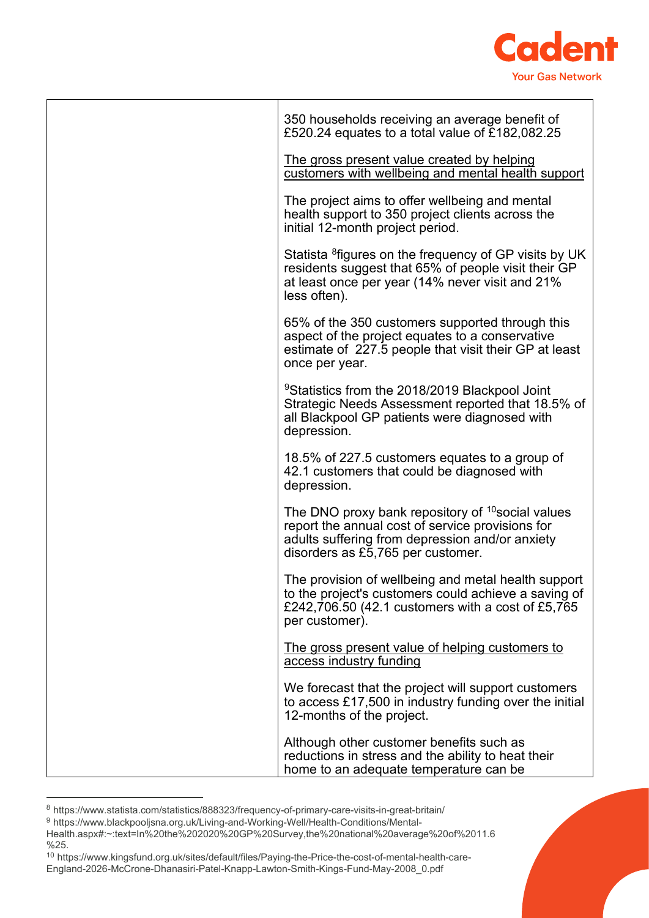| | |
|---|---|
| | 350 households receiving an average benefit of £520.24 equates to a total value of £182,082.25<br><br><u>The gross present value created by helping customers with wellbeing and mental health support</u><br><br>The project aims to offer wellbeing and mental health support to 350 project clients across the initial 12-month project period.<br><br>Statista [8]figures on the frequency of GP visits by UK residents suggest that 65% of people visit their GP at least once per year (14% never visit and 21% less often).<br><br>65% of the 350 customers supported through this aspect of the project equates to a conservative estimate of 227.5 people that visit their GP at least once per year.<br><br>[9]Statistics from the 2018/2019 Blackpool Joint Strategic Needs Assessment reported that 18.5% of all Blackpool GP patients were diagnosed with depression.<br><br>18.5% of 227.5 customers equates to a group of 42.1 customers that could be diagnosed with depression.<br><br>The DNO proxy bank repository of [10]social values report the annual cost of service provisions for adults suffering from depression and/or anxiety disorders as £5,765 per customer.<br><br>The provision of wellbeing and metal health support to the project's customers could achieve a saving of £242,706.50 (42.1 customers with a cost of £5,765 per customer).<br><br><u>The gross present value of helping customers to access industry funding</u><br><br>We forecast that the project will support customers to access £17,500 in industry funding over the initial 12-months of the project.<br><br>Although other customer benefits such as reductions in stress and the ability to heat their home to an adequate temperature can be |

[8] https://www.statista.com/statistics/888323/frequency-of-primary-care-visits-in-great-britain/

[9] https://www.blackpooljsna.org.uk/Living-and-Working-Well/Health-Conditions/Mental-Health.aspx#:~:text=In%20the%202020%20GP%20Survey,the%20national%20average%20of%2011.6%25.

[10] https://www.kingsfund.org.uk/sites/default/files/Paying-the-Price-the-cost-of-mental-health-care-England-2026-McCrone-Dhanasiri-Patel-Knapp-Lawton-Smith-Kings-Fund-May-2008_0.pdf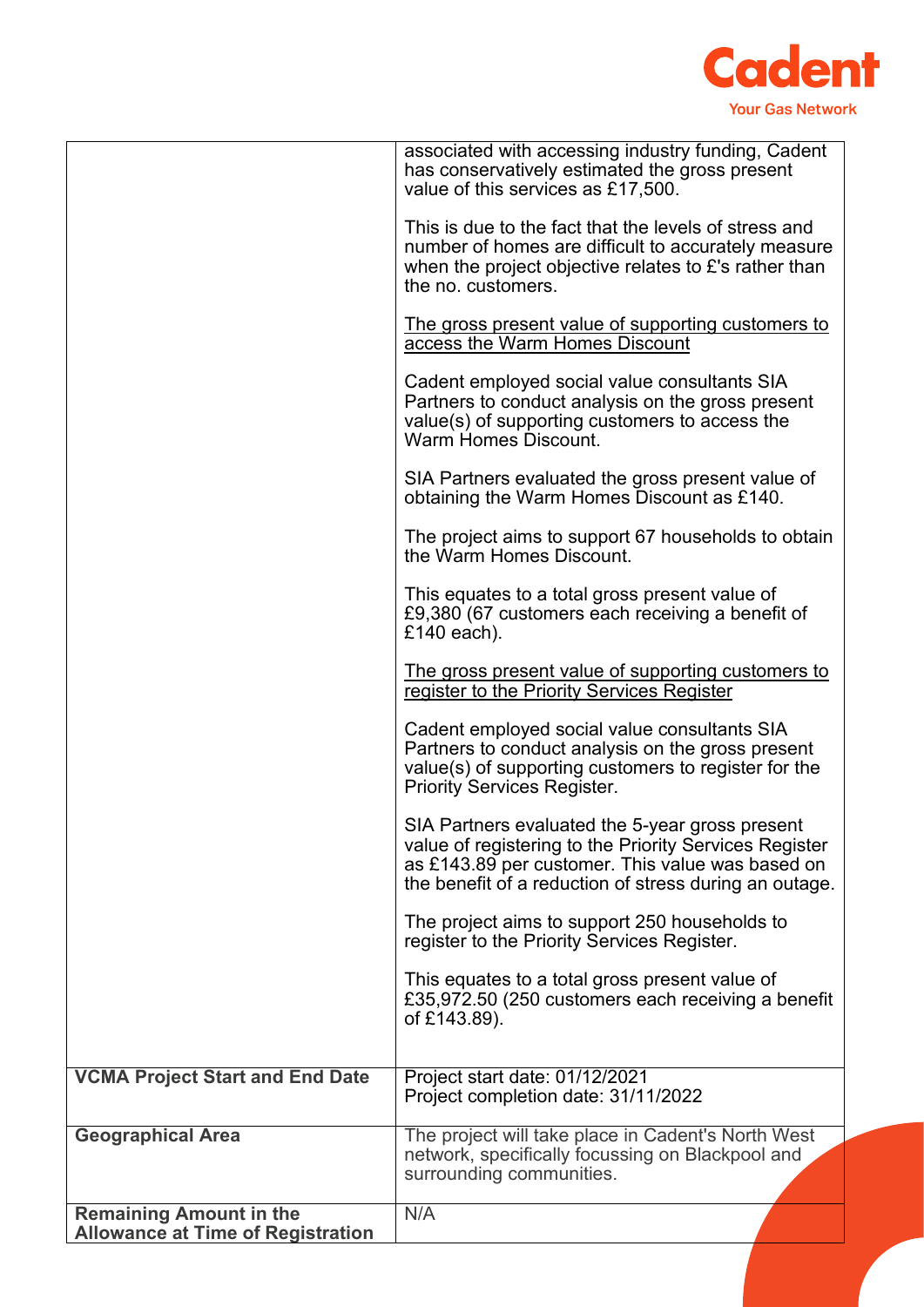| | |
|---|---|
| | associated with accessing industry funding, Cadent has conservatively estimated the gross present value of this services as £17,500.<br><br>This is due to the fact that the levels of stress and number of homes are difficult to accurately measure when the project objective relates to £'s rather than the no. customers.<br><br><u>The gross present value of supporting customers to access the Warm Homes Discount</u><br><br>Cadent employed social value consultants SIA Partners to conduct analysis on the gross present value(s) of supporting customers to access the Warm Homes Discount.<br><br>SIA Partners evaluated the gross present value of obtaining the Warm Homes Discount as £140.<br><br>The project aims to support 67 households to obtain the Warm Homes Discount.<br><br>This equates to a total gross present value of £9,380 (67 customers each receiving a benefit of £140 each).<br><br><u>The gross present value of supporting customers to register to the Priority Services Register</u><br><br>Cadent employed social value consultants SIA Partners to conduct analysis on the gross present value(s) of supporting customers to register for the Priority Services Register.<br><br>SIA Partners evaluated the 5-year gross present value of registering to the Priority Services Register as £143.89 per customer. This value was based on the benefit of a reduction of stress during an outage.<br><br>The project aims to support 250 households to register to the Priority Services Register.<br><br>This equates to a total gross present value of £35,972.50 (250 customers each receiving a benefit of £143.89). |
| **VCMA Project Start and End Date** | Project start date: 01/12/2021<br>Project completion date: 31/11/2022 |
| **Geographical Area** | The project will take place in Cadent's North West network, specifically focussing on Blackpool and surrounding communities. |
| **Remaining Amount in the Allowance at Time of Registration** | N/A |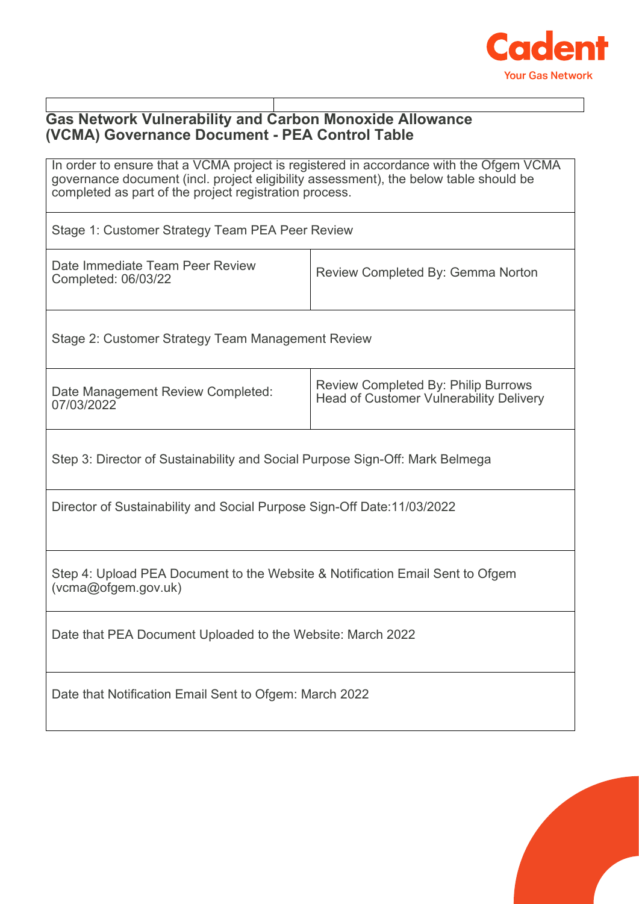## Gas Network Vulnerability and Carbon Monoxide Allowance (VCMA) Governance Document - PEA Control Table

| | |
|---|---|
| In order to ensure that a VCMA project is registered in accordance with the Ofgem VCMA governance document (incl. project eligibility assessment), the below table should be completed as part of the project registration process. | |
| Stage 1: Customer Strategy Team PEA Peer Review | |
| Date Immediate Team Peer Review Completed: 06/03/22 | Review Completed By: Gemma Norton |
| Stage 2: Customer Strategy Team Management Review | |
| Date Management Review Completed: 07/03/2022 | Review Completed By: Philip Burrows Head of Customer Vulnerability Delivery |
| Step 3: Director of Sustainability and Social Purpose Sign-Off: Mark Belmega | |
| Director of Sustainability and Social Purpose Sign-Off Date:11/03/2022 | |
| Step 4: Upload PEA Document to the Website & Notification Email Sent to Ofgem (vcma@ofgem.gov.uk) | |
| Date that PEA Document Uploaded to the Website: March 2022 | |
| Date that Notification Email Sent to Ofgem: March 2022 | |